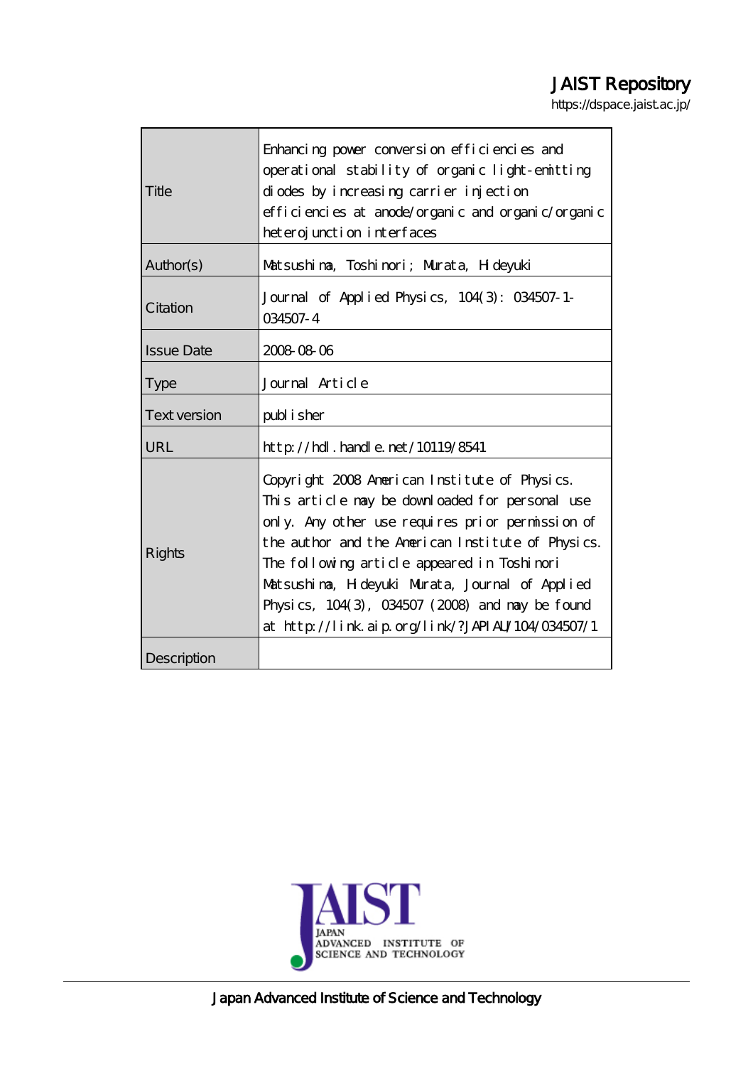JAIST Repository

https://dspace.jaist.ac.jp/

| | |
|---|---|
| Title | Enhancing power conversion efficiencies and operational stability of organic light-emitting diodes by increasing carrier injection efficiencies at anode/organic and organic/organic heterojunction interfaces |
| Author(s) | Matsushima, Toshinori; Murata, Hideyuki |
| Citation | Journal of Applied Physics, 104(3): 034507-1-034507-4 |
| Issue Date | 2008-08-06 |
| Type | Journal Article |
| Text version | publisher |
| URL | http://hdl.handle.net/10119/8541 |
| Rights | Copyright 2008 American Institute of Physics. This article may be downloaded for personal use only. Any other use requires prior permission of the author and the American Institute of Physics. The following article appeared in Toshinori Matsushima, Hideyuki Murata, Journal of Applied Physics, 104(3), 034507 (2008) and may be found at http://link.aip.org/link/?JAPIAU/104/034507/1 |
| Description | |

JAPAN ADVANCED INSTITUTE OF SCIENCE AND TECHNOLOGY

Japan Advanced Institute of Science and Technology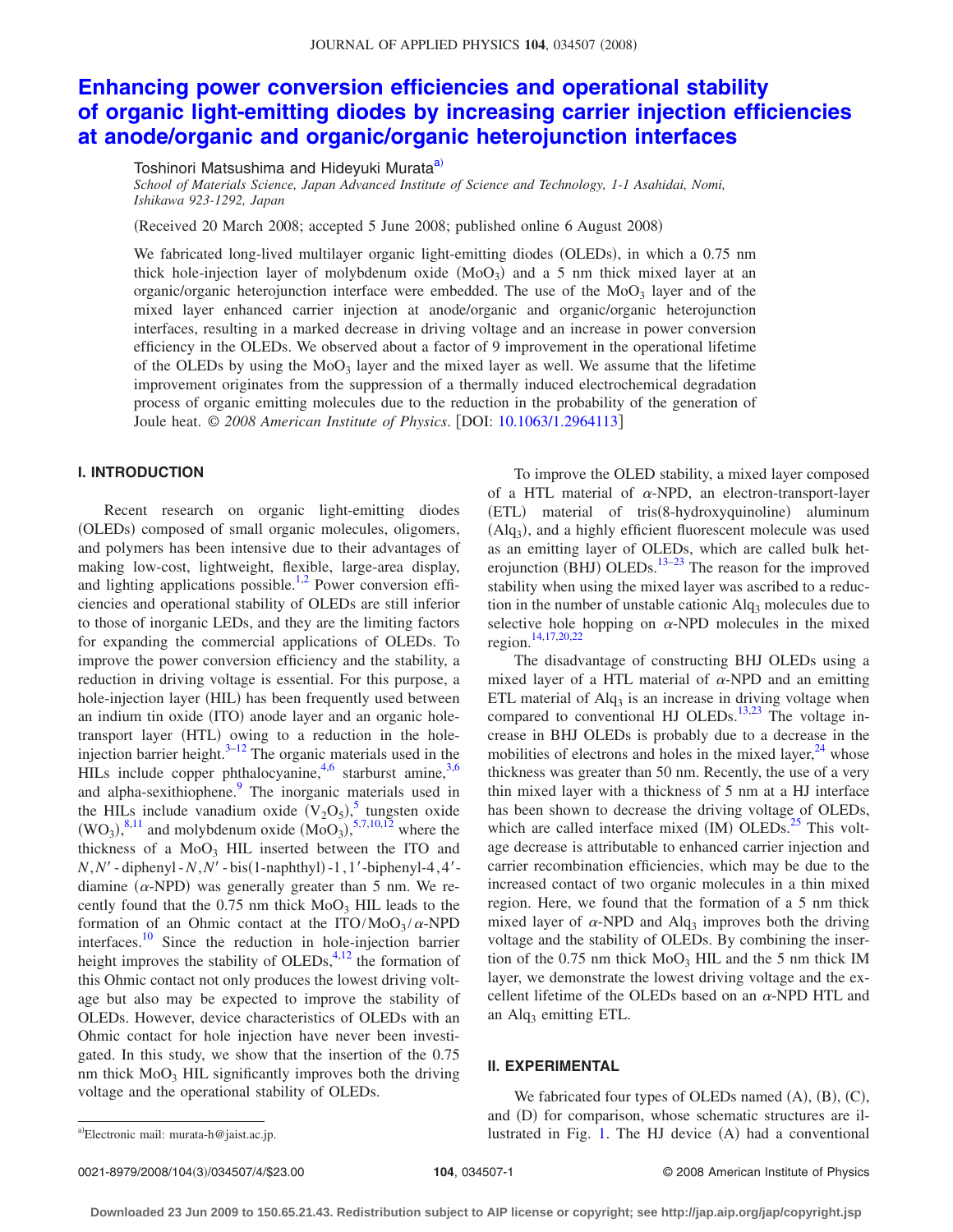# Enhancing power conversion efficiencies and operational stability of organic light-emitting diodes by increasing carrier injection efficiencies at anode/organic and organic/organic heterojunction interfaces

Toshinori Matsushima and Hideyuki Murata[a)]

*School of Materials Science, Japan Advanced Institute of Science and Technology, 1-1 Asahidai, Nomi, Ishikawa 923-1292, Japan*

(Received 20 March 2008; accepted 5 June 2008; published online 6 August 2008)

We fabricated long-lived multilayer organic light-emitting diodes (OLEDs), in which a 0.75 nm thick hole-injection layer of molybdenum oxide ($MoO_3$) and a 5 nm thick mixed layer at an organic/organic heterojunction interface were embedded. The use of the $MoO_3$ layer and of the mixed layer enhanced carrier injection at anode/organic and organic/organic heterojunction interfaces, resulting in a marked decrease in driving voltage and an increase in power conversion efficiency in the OLEDs. We observed about a factor of 9 improvement in the operational lifetime of the OLEDs by using the $MoO_3$ layer and the mixed layer as well. We assume that the lifetime improvement originates from the suppression of a thermally induced electrochemical degradation process of organic emitting molecules due to the reduction in the probability of the generation of Joule heat. © *2008 American Institute of Physics*. [DOI: 10.1063/1.2964113]

## I. INTRODUCTION

Recent research on organic light-emitting diodes (OLEDs) composed of small organic molecules, oligomers, and polymers has been intensive due to their advantages of making low-cost, lightweight, flexible, large-area display, and lighting applications possible.[1,2] Power conversion efficiencies and operational stability of OLEDs are still inferior to those of inorganic LEDs, and they are the limiting factors for expanding the commercial applications of OLEDs. To improve the power conversion efficiency and the stability, a reduction in driving voltage is essential. For this purpose, a hole-injection layer (HIL) has been frequently used between an indium tin oxide (ITO) anode layer and an organic hole-transport layer (HTL) owing to a reduction in the hole-injection barrier height.[3–12] The organic materials used in the HILs include copper phthalocyanine,[4,6] starburst amine,[3,6] and alpha-sexithiophene.[9] The inorganic materials used in the HILs include vanadium oxide ($V_2O_5$),[5] tungsten oxide ($WO_3$),[8,11] and molybdenum oxide ($MoO_3$),[5,7,10,12] where the thickness of a $MoO_3$ HIL inserted between the ITO and $N,N'$-diphenyl-$N,N'$-bis(1-naphthyl)-1,1′-biphenyl-4,4′-diamine ($\alpha$-NPD) was generally greater than 5 nm. We recently found that the 0.75 nm thick $MoO_3$ HIL leads to the formation of an Ohmic contact at the ITO/$MoO_3$/$\alpha$-NPD interfaces.[10] Since the reduction in hole-injection barrier height improves the stability of OLEDs,[4,12] the formation of this Ohmic contact not only produces the lowest driving voltage but also may be expected to improve the stability of OLEDs. However, device characteristics of OLEDs with an Ohmic contact for hole injection have never been investigated. In this study, we show that the insertion of the 0.75 nm thick $MoO_3$ HIL significantly improves both the driving voltage and the operational stability of OLEDs.

To improve the OLED stability, a mixed layer composed of a HTL material of $\alpha$-NPD, an electron-transport-layer (ETL) material of tris(8-hydroxyquinoline) aluminum ($Alq_3$), and a highly efficient fluorescent molecule was used as an emitting layer of OLEDs, which are called bulk heterojunction (BHJ) OLEDs.[13–23] The reason for the improved stability when using the mixed layer was ascribed to a reduction in the number of unstable cationic $Alq_3$ molecules due to selective hole hopping on $\alpha$-NPD molecules in the mixed region.[14,17,20,22]

The disadvantage of constructing BHJ OLEDs using a mixed layer of a HTL material of $\alpha$-NPD and an emitting ETL material of $Alq_3$ is an increase in driving voltage when compared to conventional HJ OLEDs.[13,23] The voltage increase in BHJ OLEDs is probably due to a decrease in the mobilities of electrons and holes in the mixed layer,[24] whose thickness was greater than 50 nm. Recently, the use of a very thin mixed layer with a thickness of 5 nm at a HJ interface has been shown to decrease the driving voltage of OLEDs, which are called interface mixed (IM) OLEDs.[25] This voltage decrease is attributable to enhanced carrier injection and carrier recombination efficiencies, which may be due to the increased contact of two organic molecules in a thin mixed region. Here, we found that the formation of a 5 nm thick mixed layer of $\alpha$-NPD and $Alq_3$ improves both the driving voltage and the stability of OLEDs. By combining the insertion of the 0.75 nm thick $MoO_3$ HIL and the 5 nm thick IM layer, we demonstrate the lowest driving voltage and the excellent lifetime of the OLEDs based on an $\alpha$-NPD HTL and an $Alq_3$ emitting ETL.

## II. EXPERIMENTAL

We fabricated four types of OLEDs named (A), (B), (C), and (D) for comparison, whose schematic structures are illustrated in Fig. 1. The HJ device (A) had a conventional

[a)]Electronic mail: murata-h@jaist.ac.jp.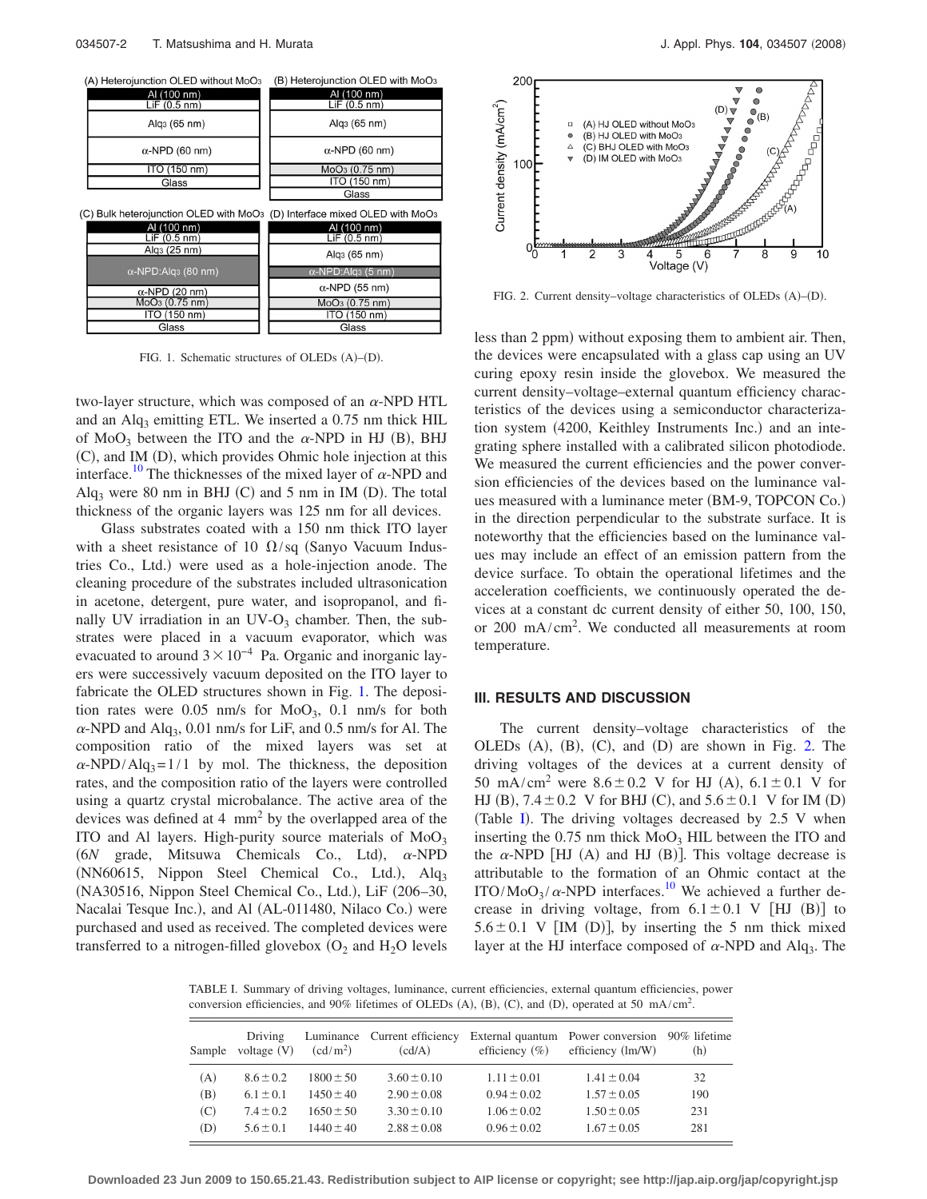FIG. 1. Schematic structures of OLEDs (A)–(D).

FIG. 2. Current density–voltage characteristics of OLEDs (A)–(D).

two-layer structure, which was composed of an $\alpha$-NPD HTL and an $Alq_3$ emitting ETL. We inserted a 0.75 nm thick HIL of $MoO_3$ between the ITO and the $\alpha$-NPD in HJ (B), BHJ (C), and IM (D), which provides Ohmic hole injection at this interface.[10] The thicknesses of the mixed layer of $\alpha$-NPD and $Alq_3$ were 80 nm in BHJ (C) and 5 nm in IM (D). The total thickness of the organic layers was 125 nm for all devices.

Glass substrates coated with a 150 nm thick ITO layer with a sheet resistance of 10 $\Omega$/sq (Sanyo Vacuum Industries Co., Ltd.) were used as a hole-injection anode. The cleaning procedure of the substrates included ultrasonication in acetone, detergent, pure water, and isopropanol, and finally UV irradiation in an UV-$O_3$ chamber. Then, the substrates were placed in a vacuum evaporator, which was evacuated to around $3\times10^{-4}$ Pa. Organic and inorganic layers were successively vacuum deposited on the ITO layer to fabricate the OLED structures shown in Fig. 1. The deposition rates were 0.05 nm/s for $MoO_3$, 0.1 nm/s for both $\alpha$-NPD and $Alq_3$, 0.01 nm/s for LiF, and 0.5 nm/s for Al. The composition ratio of the mixed layers was set at $\alpha$-NPD/$Alq_3$=1/1 by mol. The thickness, the deposition rates, and the composition ratio of the layers were controlled using a quartz crystal microbalance. The active area of the devices was defined at 4 $mm^2$ by the overlapped area of the ITO and Al layers. High-purity source materials of $MoO_3$ (6*N* grade, Mitsuwa Chemicals Co., Ltd), $\alpha$-NPD (NN60615, Nippon Steel Chemical Co., Ltd.), $Alq_3$ (NA30516, Nippon Steel Chemical Co., Ltd.), LiF (206–30, Nacalai Tesque Inc.), and Al (AL-011480, Nilaco Co.) were purchased and used as received. The completed devices were transferred to a nitrogen-filled glovebox ($O_2$ and $H_2O$ levels less than 2 ppm) without exposing them to ambient air. Then, the devices were encapsulated with a glass cap using an UV curing epoxy resin inside the glovebox. We measured the current density–voltage–external quantum efficiency characteristics of the devices using a semiconductor characterization system (4200, Keithley Instruments Inc.) and an integrating sphere installed with a calibrated silicon photodiode. We measured the current efficiencies and the power conversion efficiencies of the devices based on the luminance values measured with a luminance meter (BM-9, TOPCON Co.) in the direction perpendicular to the substrate surface. It is noteworthy that the efficiencies based on the luminance values may include an effect of an emission pattern from the device surface. To obtain the operational lifetimes and the acceleration coefficients, we continuously operated the devices at a constant dc current density of either 50, 100, 150, or 200 $mA/cm^2$. We conducted all measurements at room temperature.

## III. RESULTS AND DISCUSSION

The current density–voltage characteristics of the OLEDs (A), (B), (C), and (D) are shown in Fig. 2. The driving voltages of the devices at a current density of 50 $mA/cm^2$ were $8.6\pm0.2$ V for HJ (A), $6.1\pm0.1$ V for HJ (B), $7.4\pm0.2$ V for BHJ (C), and $5.6\pm0.1$ V for IM (D) (Table I). The driving voltages decreased by 2.5 V when inserting the 0.75 nm thick $MoO_3$ HIL between the ITO and the $\alpha$-NPD [HJ (A) and HJ (B)]. This voltage decrease is attributable to the formation of an Ohmic contact at the ITO/$MoO_3$/$\alpha$-NPD interfaces.[10] We achieved a further decrease in driving voltage, from $6.1\pm0.1$ V [HJ (B)] to $5.6\pm0.1$ V [IM (D)], by inserting the 5 nm thick mixed layer at the HJ interface composed of $\alpha$-NPD and $Alq_3$. The

TABLE I. Summary of driving voltages, luminance, current efficiencies, external quantum efficiencies, power conversion efficiencies, and 90% lifetimes of OLEDs (A), (B), (C), and (D), operated at 50 $mA/cm^2$.

| Sample | Driving voltage (V) | Luminance ($cd/m^2$) | Current efficiency (cd/A) | External quantum efficiency (%) | Power conversion efficiency (lm/W) | 90% lifetime (h) |
|---|---|---|---|---|---|---|
| (A) | $8.6\pm0.2$ | $1800\pm50$ | $3.60\pm0.10$ | $1.11\pm0.01$ | $1.41\pm0.04$ | 32 |
| (B) | $6.1\pm0.1$ | $1450\pm40$ | $2.90\pm0.08$ | $0.94\pm0.02$ | $1.57\pm0.05$ | 190 |
| (C) | $7.4\pm0.2$ | $1650\pm50$ | $3.30\pm0.10$ | $1.06\pm0.02$ | $1.50\pm0.05$ | 231 |
| (D) | $5.6\pm0.1$ | $1440\pm40$ | $2.88\pm0.08$ | $0.96\pm0.02$ | $1.67\pm0.05$ | 281 |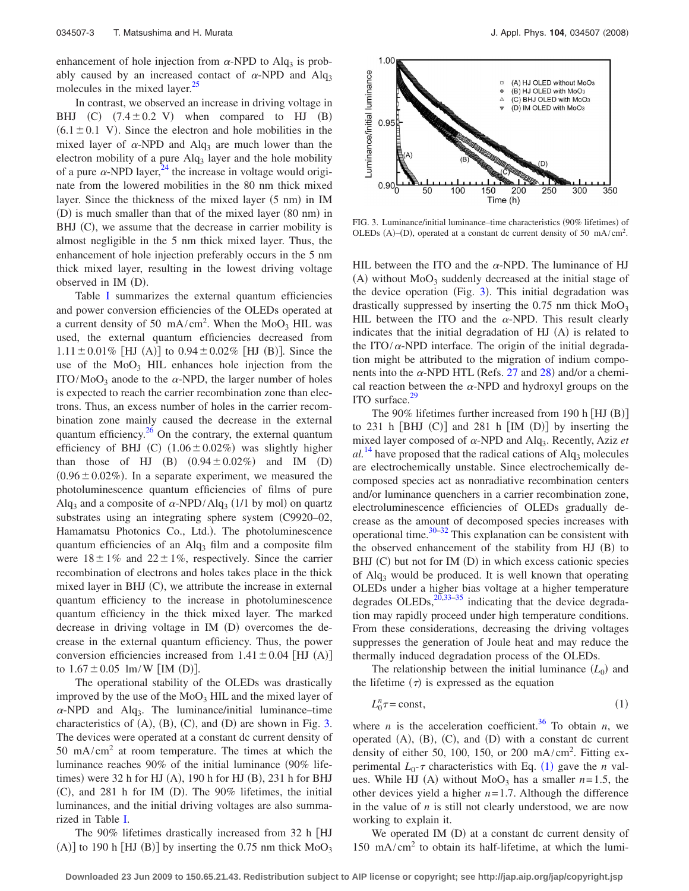enhancement of hole injection from $\alpha$-NPD to $Alq_3$ is probably caused by an increased contact of $\alpha$-NPD and $Alq_3$ molecules in the mixed layer.[25]

In contrast, we observed an increase in driving voltage in BHJ (C) ($7.4 \pm 0.2$ V) when compared to HJ (B) ($6.1 \pm 0.1$ V). Since the electron and hole mobilities in the mixed layer of $\alpha$-NPD and $Alq_3$ are much lower than the electron mobility of a pure $Alq_3$ layer and the hole mobility of a pure $\alpha$-NPD layer,[24] the increase in voltage would originate from the lowered mobilities in the 80 nm thick mixed layer. Since the thickness of the mixed layer (5 nm) in IM (D) is much smaller than that of the mixed layer (80 nm) in BHJ (C), we assume that the decrease in carrier mobility is almost negligible in the 5 nm thick mixed layer. Thus, the enhancement of hole injection preferably occurs in the 5 nm thick mixed layer, resulting in the lowest driving voltage observed in IM (D).

Table I summarizes the external quantum efficiencies and power conversion efficiencies of the OLEDs operated at a current density of 50 mA/cm$^2$. When the $MoO_3$ HIL was used, the external quantum efficiencies decreased from $1.11 \pm 0.01\%$ [HJ (A)] to $0.94 \pm 0.02\%$ [HJ (B)]. Since the use of the $MoO_3$ HIL enhances hole injection from the ITO/$MoO_3$ anode to the $\alpha$-NPD, the larger number of holes is expected to reach the carrier recombination zone than electrons. Thus, an excess number of holes in the carrier recombination zone mainly caused the decrease in the external quantum efficiency.[26] On the contrary, the external quantum efficiency of BHJ (C) ($1.06 \pm 0.02\%$) was slightly higher than those of HJ (B) ($0.94 \pm 0.02\%$) and IM (D) ($0.96 \pm 0.02\%$). In a separate experiment, we measured the photoluminescence quantum efficiencies of films of pure $Alq_3$ and a composite of $\alpha$-NPD/$Alq_3$ (1/1 by mol) on quartz substrates using an integrating sphere system (C9920–02, Hamamatsu Photonics Co., Ltd.). The photoluminescence quantum efficiencies of an $Alq_3$ film and a composite film were $18 \pm 1\%$ and $22 \pm 1\%$, respectively. Since the carrier recombination of electrons and holes takes place in the thick mixed layer in BHJ (C), we attribute the increase in external quantum efficiency to the increase in photoluminescence quantum efficiency in the thick mixed layer. The marked decrease in driving voltage in IM (D) overcomes the decrease in the external quantum efficiency. Thus, the power conversion efficiencies increased from $1.41 \pm 0.04$ [HJ (A)] to $1.67 \pm 0.05$ lm/W [IM (D)].

The operational stability of the OLEDs was drastically improved by the use of the $MoO_3$ HIL and the mixed layer of $\alpha$-NPD and $Alq_3$. The luminance/initial luminance–time characteristics of (A), (B), (C), and (D) are shown in Fig. 3. The devices were operated at a constant dc current density of 50 mA/cm$^2$ at room temperature. The times at which the luminance reaches 90% of the initial luminance (90% lifetimes) were 32 h for HJ (A), 190 h for HJ (B), 231 h for BHJ (C), and 281 h for IM (D). The 90% lifetimes, the initial luminances, and the initial driving voltages are also summarized in Table I.

The 90% lifetimes drastically increased from 32 h [HJ (A)] to 190 h [HJ (B)] by inserting the 0.75 nm thick $MoO_3$ HIL between the ITO and the $\alpha$-NPD. The luminance of HJ (A) without $MoO_3$ suddenly decreased at the initial stage of the device operation (Fig. 3). This initial degradation was drastically suppressed by inserting the 0.75 nm thick $MoO_3$ HIL between the ITO and the $\alpha$-NPD. This result clearly indicates that the initial degradation of HJ (A) is related to the ITO/$\alpha$-NPD interface. The origin of the initial degradation might be attributed to the migration of indium components into the $\alpha$-NPD HTL (Refs. 27 and 28) and/or a chemical reaction between the $\alpha$-NPD and hydroxyl groups on the ITO surface.[29]

FIG. 3. Luminance/initial luminance–time characteristics (90% lifetimes) of OLEDs (A)–(D), operated at a constant dc current density of 50 mA/cm$^2$.

The 90% lifetimes further increased from 190 h [HJ (B)] to 231 h [BHJ (C)] and 281 h [IM (D)] by inserting the mixed layer composed of $\alpha$-NPD and $Alq_3$. Recently, Aziz *et al.*[14] have proposed that the radical cations of $Alq_3$ molecules are electrochemically unstable. Since electrochemically decomposed species act as nonradiative recombination centers and/or luminance quenchers in a carrier recombination zone, electroluminescence efficiencies of OLEDs gradually decrease as the amount of decomposed species increases with operational time.[30–32] This explanation can be consistent with the observed enhancement of the stability from HJ (B) to BHJ (C) but not for IM (D) in which excess cationic species of $Alq_3$ would be produced. It is well known that operating OLEDs under a higher bias voltage at a higher temperature degrades OLEDs,[20,33–35] indicating that the device degradation may rapidly proceed under high temperature conditions. From these considerations, decreasing the driving voltages suppresses the generation of Joule heat and may reduce the thermally induced degradation process of the OLEDs.

The relationship between the initial luminance ($L_0$) and the lifetime ($\tau$) is expressed as the equation

$$L_0^n \tau = \text{const}, \tag{1}$$

where $n$ is the acceleration coefficient.[36] To obtain $n$, we operated (A), (B), (C), and (D) with a constant dc current density of either 50, 100, 150, or 200 mA/cm$^2$. Fitting experimental $L_0$-$\tau$ characteristics with Eq. (1) gave the $n$ values. While HJ (A) without $MoO_3$ has a smaller $n=1.5$, the other devices yield a higher $n=1.7$. Although the difference in the value of $n$ is still not clearly understood, we are now working to explain it.

We operated IM (D) at a constant dc current density of 150 mA/cm$^2$ to obtain its half-lifetime, at which the lumi-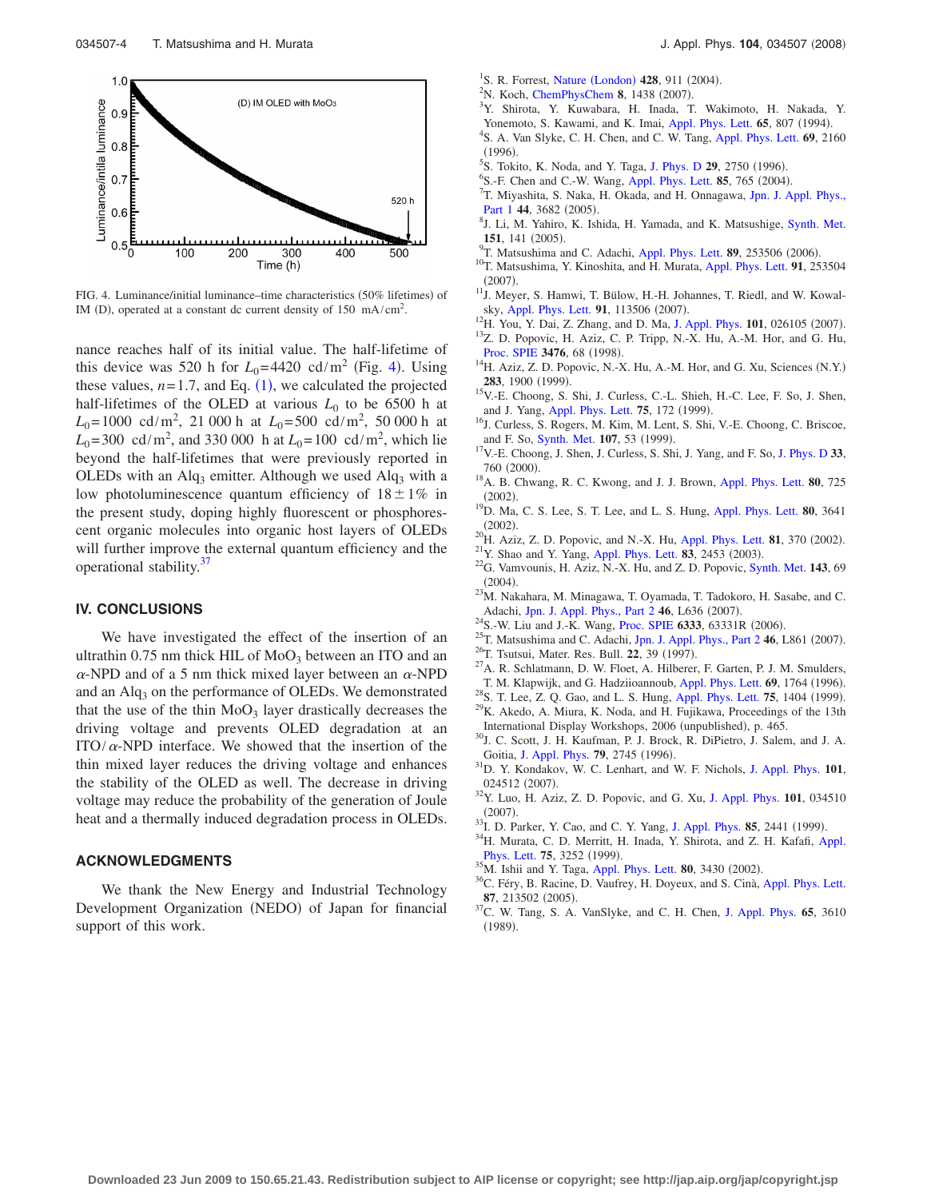(D) IM OLED with MoO3

Luminance/intila luminance

1.0
0.9
0.8
0.7
0.6
0.5

0
100
200
300
400
500

Time (h)

520 h

FIG. 4. Luminance/initial luminance–time characteristics (50% lifetimes) of IM (D), operated at a constant dc current density of 150 mA/cm$^2$.

nance reaches half of its initial value. The half-lifetime of this device was 520 h for $L_0$=4420 cd/m$^2$ (Fig. 4). Using these values, $n$=1.7, and Eq. (1), we calculated the projected half-lifetimes of the OLED at various $L_0$ to be 6500 h at $L_0$=1000 cd/m$^2$, 21 000 h at $L_0$=500 cd/m$^2$, 50 000 h at $L_0$=300 cd/m$^2$, and 330 000 h at $L_0$=100 cd/m$^2$, which lie beyond the half-lifetimes that were previously reported in OLEDs with an $Alq_3$ emitter. Although we used $Alq_3$ with a low photoluminescence quantum efficiency of 18±1% in the present study, doping highly fluorescent or phosphorescent organic molecules into organic host layers of OLEDs will further improve the external quantum efficiency and the operational stability.[37]

## IV. CONCLUSIONS

We have investigated the effect of the insertion of an ultrathin 0.75 nm thick HIL of $MoO_3$ between an ITO and an $\alpha$-NPD and of a 5 nm thick mixed layer between an $\alpha$-NPD and an $Alq_3$ on the performance of OLEDs. We demonstrated that the use of the thin $MoO_3$ layer drastically decreases the driving voltage and prevents OLED degradation at an ITO/$\alpha$-NPD interface. We showed that the insertion of the thin mixed layer reduces the driving voltage and enhances the stability of the OLED as well. The decrease in driving voltage may reduce the probability of the generation of Joule heat and a thermally induced degradation process in OLEDs.

## ACKNOWLEDGMENTS

We thank the New Energy and Industrial Technology Development Organization (NEDO) of Japan for financial support of this work.

[1] S. R. Forrest, Nature (London) **428**, 911 (2004).
[2] N. Koch, ChemPhysChem **8**, 1438 (2007).
[3] Y. Shirota, Y. Kuwabara, H. Inada, T. Wakimoto, H. Nakada, Y. Yonemoto, S. Kawami, and K. Imai, Appl. Phys. Lett. **65**, 807 (1994).
[4] S. A. Van Slyke, C. H. Chen, and C. W. Tang, Appl. Phys. Lett. **69**, 2160 (1996).
[5] S. Tokito, K. Noda, and Y. Taga, J. Phys. D **29**, 2750 (1996).
[6] S.-F. Chen and C.-W. Wang, Appl. Phys. Lett. **85**, 765 (2004).
[7] T. Miyashita, S. Naka, H. Okada, and H. Onnagawa, Jpn. J. Appl. Phys., Part 1 **44**, 3682 (2005).
[8] J. Li, M. Yahiro, K. Ishida, H. Yamada, and K. Matsushige, Synth. Met. **151**, 141 (2005).
[9] T. Matsushima and C. Adachi, Appl. Phys. Lett. **89**, 253506 (2006).
[10] T. Matsushima, Y. Kinoshita, and H. Murata, Appl. Phys. Lett. **91**, 253504 (2007).
[11] J. Meyer, S. Hamwi, T. Bülow, H.-H. Johannes, T. Riedl, and W. Kowalsky, Appl. Phys. Lett. **91**, 113506 (2007).
[12] H. You, Y. Dai, Z. Zhang, and D. Ma, J. Appl. Phys. **101**, 026105 (2007).
[13] Z. D. Popovic, H. Aziz, C. P. Tripp, N.-X. Hu, A.-M. Hor, and G. Hu, Proc. SPIE **3476**, 68 (1998).
[14] H. Aziz, Z. D. Popovic, N.-X. Hu, A.-M. Hor, and G. Xu, Sciences (N.Y.) **283**, 1900 (1999).
[15] V.-E. Choong, S. Shi, J. Curless, C.-L. Shieh, H.-C. Lee, F. So, J. Shen, and J. Yang, Appl. Phys. Lett. **75**, 172 (1999).
[16] J. Curless, S. Rogers, M. Kim, M. Lent, S. Shi, V.-E. Choong, C. Briscoe, and F. So, Synth. Met. **107**, 53 (1999).
[17] V.-E. Choong, J. Shen, J. Curless, S. Shi, J. Yang, and F. So, J. Phys. D **33**, 760 (2000).
[18] A. B. Chwang, R. C. Kwong, and J. J. Brown, Appl. Phys. Lett. **80**, 725 (2002).
[19] D. Ma, C. S. Lee, S. T. Lee, and L. S. Hung, Appl. Phys. Lett. **80**, 3641 (2002).
[20] H. Aziz, Z. D. Popovic, and N.-X. Hu, Appl. Phys. Lett. **81**, 370 (2002).
[21] Y. Shao and Y. Yang, Appl. Phys. Lett. **83**, 2453 (2003).
[22] G. Vamvounis, H. Aziz, N.-X. Hu, and Z. D. Popovic, Synth. Met. **143**, 69 (2004).
[23] M. Nakahara, M. Minagawa, T. Oyamada, T. Tadokoro, H. Sasabe, and C. Adachi, Jpn. J. Appl. Phys., Part 2 **46**, L636 (2007).
[24] S.-W. Liu and J.-K. Wang, Proc. SPIE **6333**, 63331R (2006).
[25] T. Matsushima and C. Adachi, Jpn. J. Appl. Phys., Part 2 **46**, L861 (2007).
[26] T. Tsutsui, Mater. Res. Bull. **22**, 39 (1997).
[27] A. R. Schlatmann, D. W. Floet, A. Hilberer, F. Garten, P. J. M. Smulders, T. M. Klapwijk, and G. Hadziioannou, Appl. Phys. Lett. **69**, 1764 (1996).
[28] S. T. Lee, Z. Q. Gao, and L. S. Hung, Appl. Phys. Lett. **75**, 1404 (1999).
[29] K. Akedo, A. Miura, K. Noda, and H. Fujikawa, Proceedings of the 13th International Display Workshops, 2006 (unpublished), p. 465.
[30] J. C. Scott, J. H. Kaufman, P. J. Brock, R. DiPietro, J. Salem, and J. A. Goitia, J. Appl. Phys. **79**, 2745 (1996).
[31] D. Y. Kondakov, W. C. Lenhart, and W. F. Nichols, J. Appl. Phys. **101**, 024512 (2007).
[32] Y. Luo, H. Aziz, Z. D. Popovic, and G. Xu, J. Appl. Phys. **101**, 034510 (2007).
[33] I. D. Parker, Y. Cao, and C. Y. Yang, J. Appl. Phys. **85**, 2441 (1999).
[34] H. Murata, C. D. Merritt, H. Inada, Y. Shirota, and Z. H. Kafafi, Appl. Phys. Lett. **75**, 3252 (1999).
[35] M. Ishii and Y. Taga, Appl. Phys. Lett. **80**, 3430 (2002).
[36] C. Féry, B. Racine, D. Vaufrey, H. Doyeux, and S. Cinà, Appl. Phys. Lett. **87**, 213502 (2005).
[37] C. W. Tang, S. A. VanSlyke, and C. H. Chen, J. Appl. Phys. **65**, 3610 (1989).